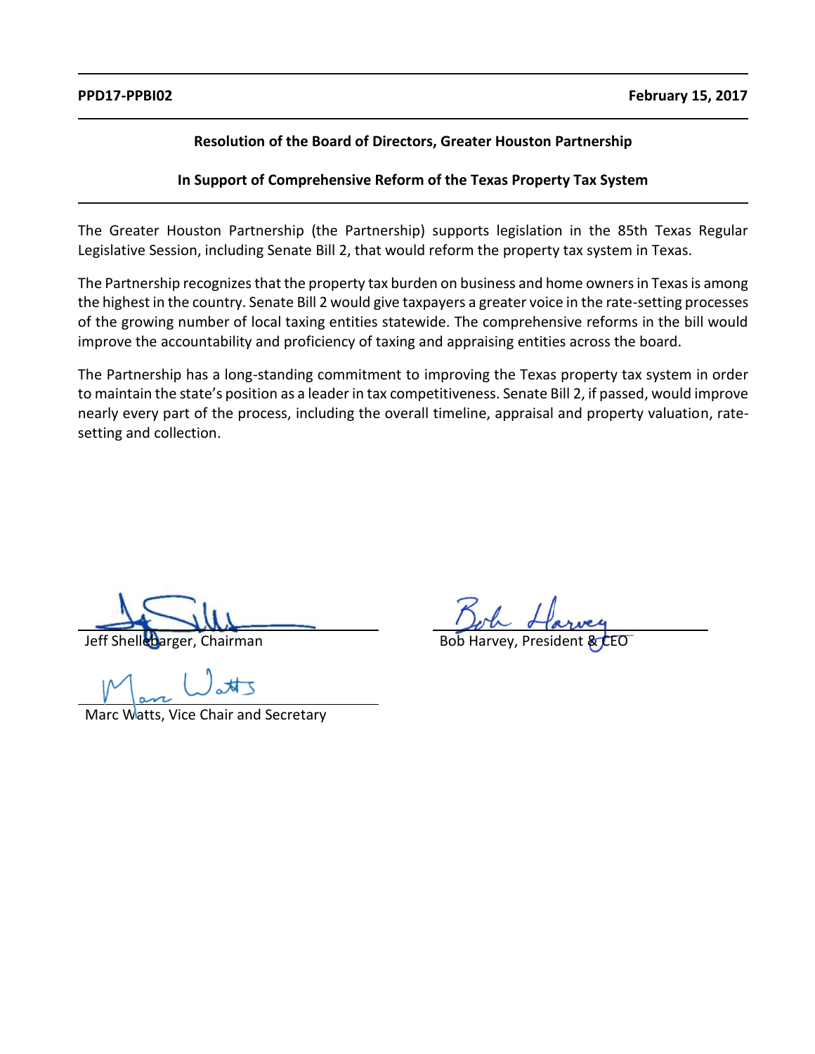**PPD17-PPBI02** **February 15, 2017**

**Resolution of the Board of Directors, Greater Houston Partnership**

**In Support of Comprehensive Reform of the Texas Property Tax System**

The Greater Houston Partnership (the Partnership) supports legislation in the 85th Texas Regular Legislative Session, including Senate Bill 2, that would reform the property tax system in Texas.

The Partnership recognizes that the property tax burden on business and home owners in Texas is among the highest in the country. Senate Bill 2 would give taxpayers a greater voice in the rate-setting processes of the growing number of local taxing entities statewide. The comprehensive reforms in the bill would improve the accountability and proficiency of taxing and appraising entities across the board.

The Partnership has a long-standing commitment to improving the Texas property tax system in order to maintain the state's position as a leader in tax competitiveness. Senate Bill 2, if passed, would improve nearly every part of the process, including the overall timeline, appraisal and property valuation, rate-setting and collection.

Jeff Shellebarger, Chairman

Bob Harvey, President & CEO

Marc Watts, Vice Chair and Secretary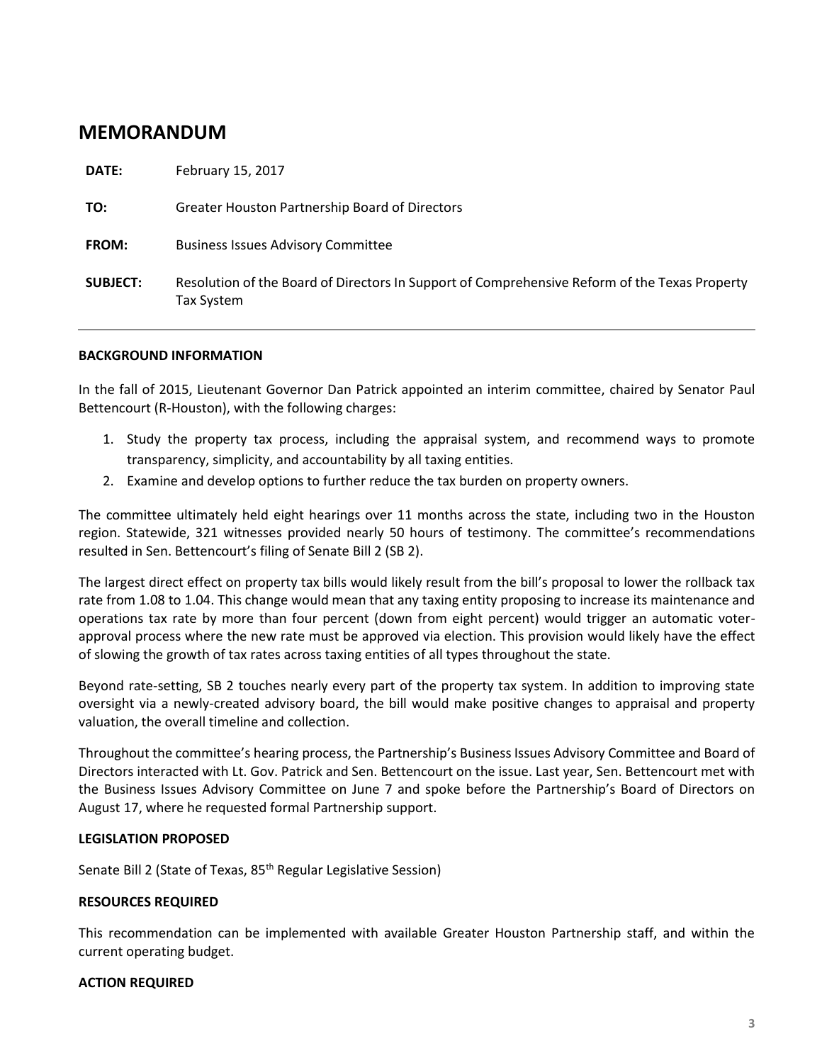# MEMORANDUM

**DATE:** February 15, 2017

**TO:** Greater Houston Partnership Board of Directors

**FROM:** Business Issues Advisory Committee

**SUBJECT:** Resolution of the Board of Directors In Support of Comprehensive Reform of the Texas Property Tax System

---

**BACKGROUND INFORMATION**

In the fall of 2015, Lieutenant Governor Dan Patrick appointed an interim committee, chaired by Senator Paul Bettencourt (R-Houston), with the following charges:

1. Study the property tax process, including the appraisal system, and recommend ways to promote transparency, simplicity, and accountability by all taxing entities.
2. Examine and develop options to further reduce the tax burden on property owners.

The committee ultimately held eight hearings over 11 months across the state, including two in the Houston region. Statewide, 321 witnesses provided nearly 50 hours of testimony. The committee's recommendations resulted in Sen. Bettencourt's filing of Senate Bill 2 (SB 2).

The largest direct effect on property tax bills would likely result from the bill's proposal to lower the rollback tax rate from 1.08 to 1.04. This change would mean that any taxing entity proposing to increase its maintenance and operations tax rate by more than four percent (down from eight percent) would trigger an automatic voter-approval process where the new rate must be approved via election. This provision would likely have the effect of slowing the growth of tax rates across taxing entities of all types throughout the state.

Beyond rate-setting, SB 2 touches nearly every part of the property tax system. In addition to improving state oversight via a newly-created advisory board, the bill would make positive changes to appraisal and property valuation, the overall timeline and collection.

Throughout the committee's hearing process, the Partnership's Business Issues Advisory Committee and Board of Directors interacted with Lt. Gov. Patrick and Sen. Bettencourt on the issue. Last year, Sen. Bettencourt met with the Business Issues Advisory Committee on June 7 and spoke before the Partnership's Board of Directors on August 17, where he requested formal Partnership support.

**LEGISLATION PROPOSED**

Senate Bill 2 (State of Texas, 85th Regular Legislative Session)

**RESOURCES REQUIRED**

This recommendation can be implemented with available Greater Houston Partnership staff, and within the current operating budget.

**ACTION REQUIRED**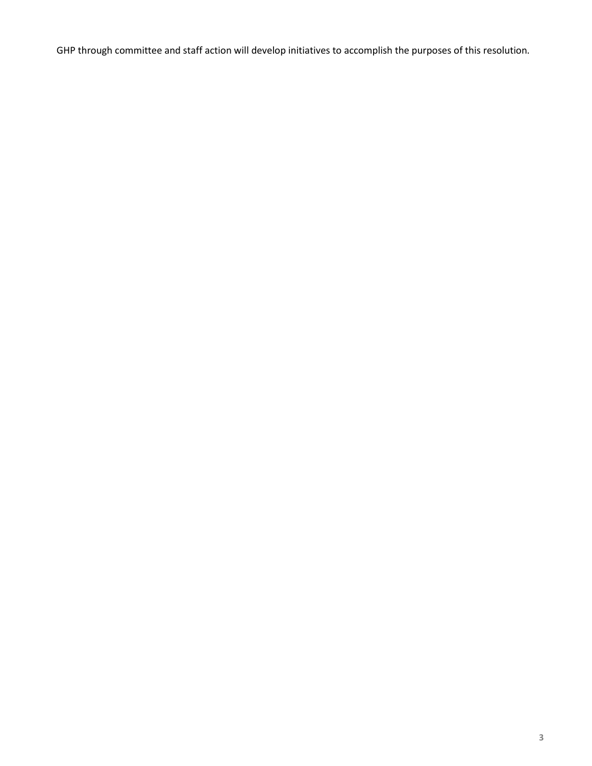GHP through committee and staff action will develop initiatives to accomplish the purposes of this resolution.